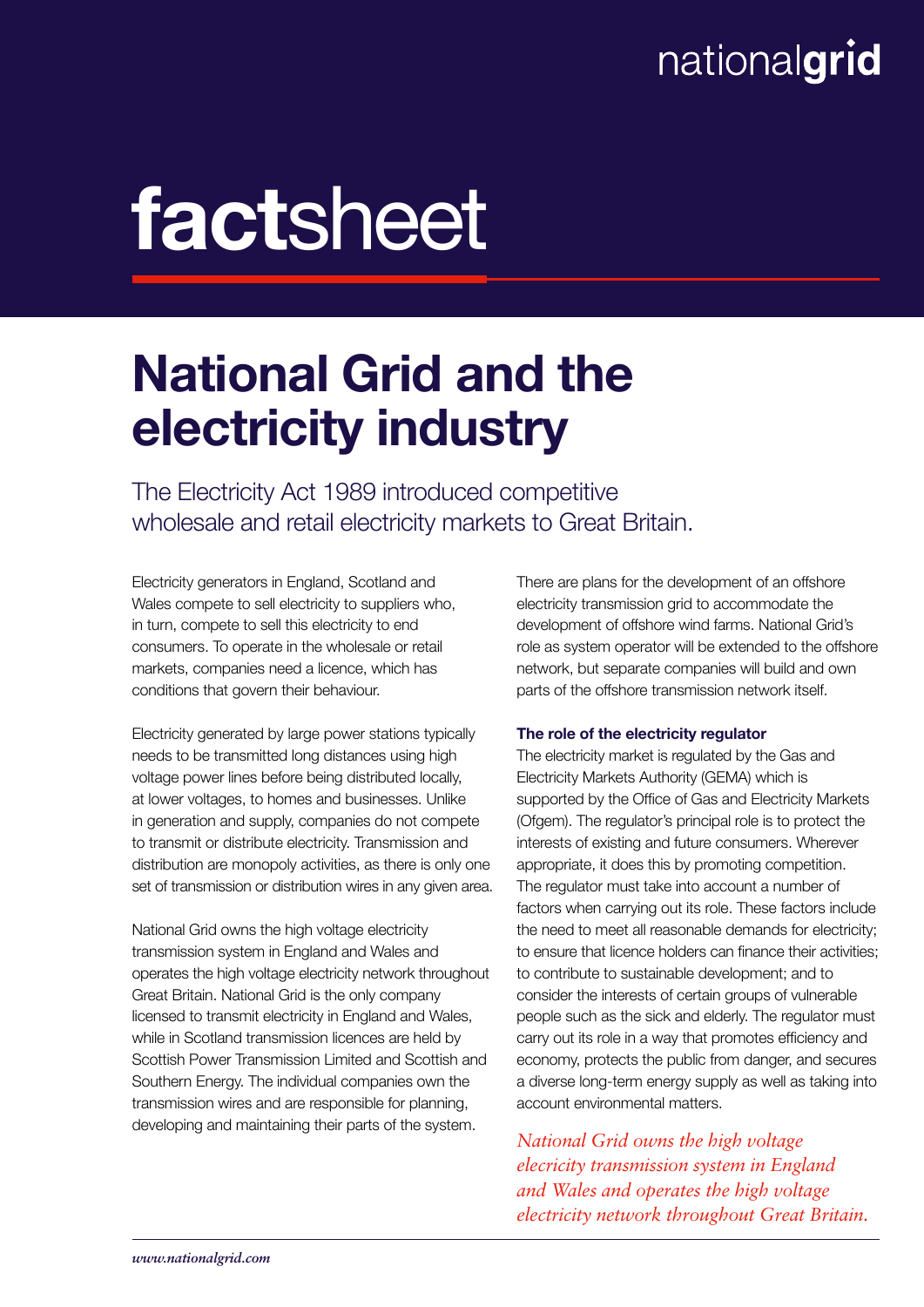nationalgrid

# factsheet

## National Grid and the electricity industry

The Electricity Act 1989 introduced competitive wholesale and retail electricity markets to Great Britain.

Electricity generators in England, Scotland and Wales compete to sell electricity to suppliers who, in turn, compete to sell this electricity to end consumers. To operate in the wholesale or retail markets, companies need a licence, which has conditions that govern their behaviour.

Electricity generated by large power stations typically needs to be transmitted long distances using high voltage power lines before being distributed locally, at lower voltages, to homes and businesses. Unlike in generation and supply, companies do not compete to transmit or distribute electricity. Transmission and distribution are monopoly activities, as there is only one set of transmission or distribution wires in any given area.

National Grid owns the high voltage electricity transmission system in England and Wales and operates the high voltage electricity network throughout Great Britain. National Grid is the only company licensed to transmit electricity in England and Wales, while in Scotland transmission licences are held by Scottish Power Transmission Limited and Scottish and Southern Energy. The individual companies own the transmission wires and are responsible for planning, developing and maintaining their parts of the system.

There are plans for the development of an offshore electricity transmission grid to accommodate the development of offshore wind farms. National Grid's role as system operator will be extended to the offshore network, but separate companies will build and own parts of the offshore transmission network itself.

**The role of the electricity regulator**

The electricity market is regulated by the Gas and Electricity Markets Authority (GEMA) which is supported by the Office of Gas and Electricity Markets (Ofgem). The regulator's principal role is to protect the interests of existing and future consumers. Wherever appropriate, it does this by promoting competition. The regulator must take into account a number of factors when carrying out its role. These factors include the need to meet all reasonable demands for electricity; to ensure that licence holders can finance their activities; to contribute to sustainable development; and to consider the interests of certain groups of vulnerable people such as the sick and elderly. The regulator must carry out its role in a way that promotes efficiency and economy, protects the public from danger, and secures a diverse long-term energy supply as well as taking into account environmental matters.

*National Grid owns the high voltage elecricity transmission system in England and Wales and operates the high voltage electricity network throughout Great Britain.*

*www.nationalgrid.com*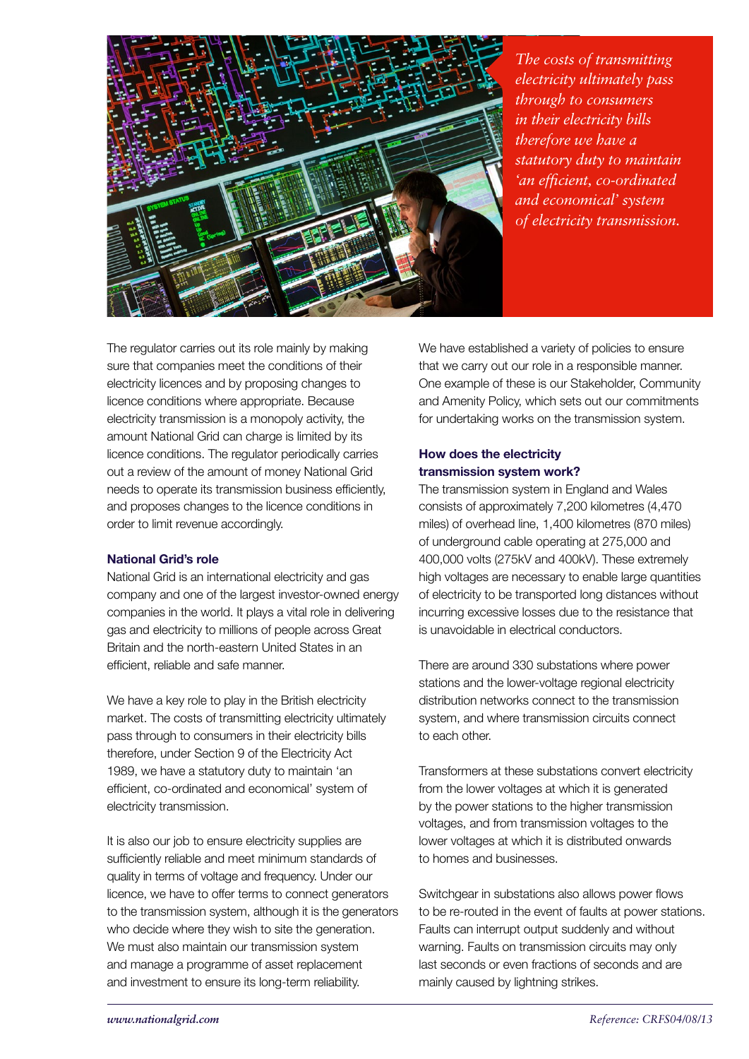*The costs of transmitting electricity ultimately pass through to consumers in their electricity bills therefore we have a statutory duty to maintain 'an efficient, co-ordinated and economical' system of electricity transmission.*

The regulator carries out its role mainly by making sure that companies meet the conditions of their electricity licences and by proposing changes to licence conditions where appropriate. Because electricity transmission is a monopoly activity, the amount National Grid can charge is limited by its licence conditions. The regulator periodically carries out a review of the amount of money National Grid needs to operate its transmission business efficiently, and proposes changes to the licence conditions in order to limit revenue accordingly.

### National Grid's role

National Grid is an international electricity and gas company and one of the largest investor-owned energy companies in the world. It plays a vital role in delivering gas and electricity to millions of people across Great Britain and the north-eastern United States in an efficient, reliable and safe manner.

We have a key role to play in the British electricity market. The costs of transmitting electricity ultimately pass through to consumers in their electricity bills therefore, under Section 9 of the Electricity Act 1989, we have a statutory duty to maintain 'an efficient, co-ordinated and economical' system of electricity transmission.

It is also our job to ensure electricity supplies are sufficiently reliable and meet minimum standards of quality in terms of voltage and frequency. Under our licence, we have to offer terms to connect generators to the transmission system, although it is the generators who decide where they wish to site the generation. We must also maintain our transmission system and manage a programme of asset replacement and investment to ensure its long-term reliability.

We have established a variety of policies to ensure that we carry out our role in a responsible manner. One example of these is our Stakeholder, Community and Amenity Policy, which sets out our commitments for undertaking works on the transmission system.

### How does the electricity transmission system work?

The transmission system in England and Wales consists of approximately 7,200 kilometres (4,470 miles) of overhead line, 1,400 kilometres (870 miles) of underground cable operating at 275,000 and 400,000 volts (275kV and 400kV). These extremely high voltages are necessary to enable large quantities of electricity to be transported long distances without incurring excessive losses due to the resistance that is unavoidable in electrical conductors.

There are around 330 substations where power stations and the lower-voltage regional electricity distribution networks connect to the transmission system, and where transmission circuits connect to each other.

Transformers at these substations convert electricity from the lower voltages at which it is generated by the power stations to the higher transmission voltages, and from transmission voltages to the lower voltages at which it is distributed onwards to homes and businesses.

Switchgear in substations also allows power flows to be re-routed in the event of faults at power stations. Faults can interrupt output suddenly and without warning. Faults on transmission circuits may only last seconds or even fractions of seconds and are mainly caused by lightning strikes.

*www.nationalgrid.com* *Reference: CRFS04/08/13*